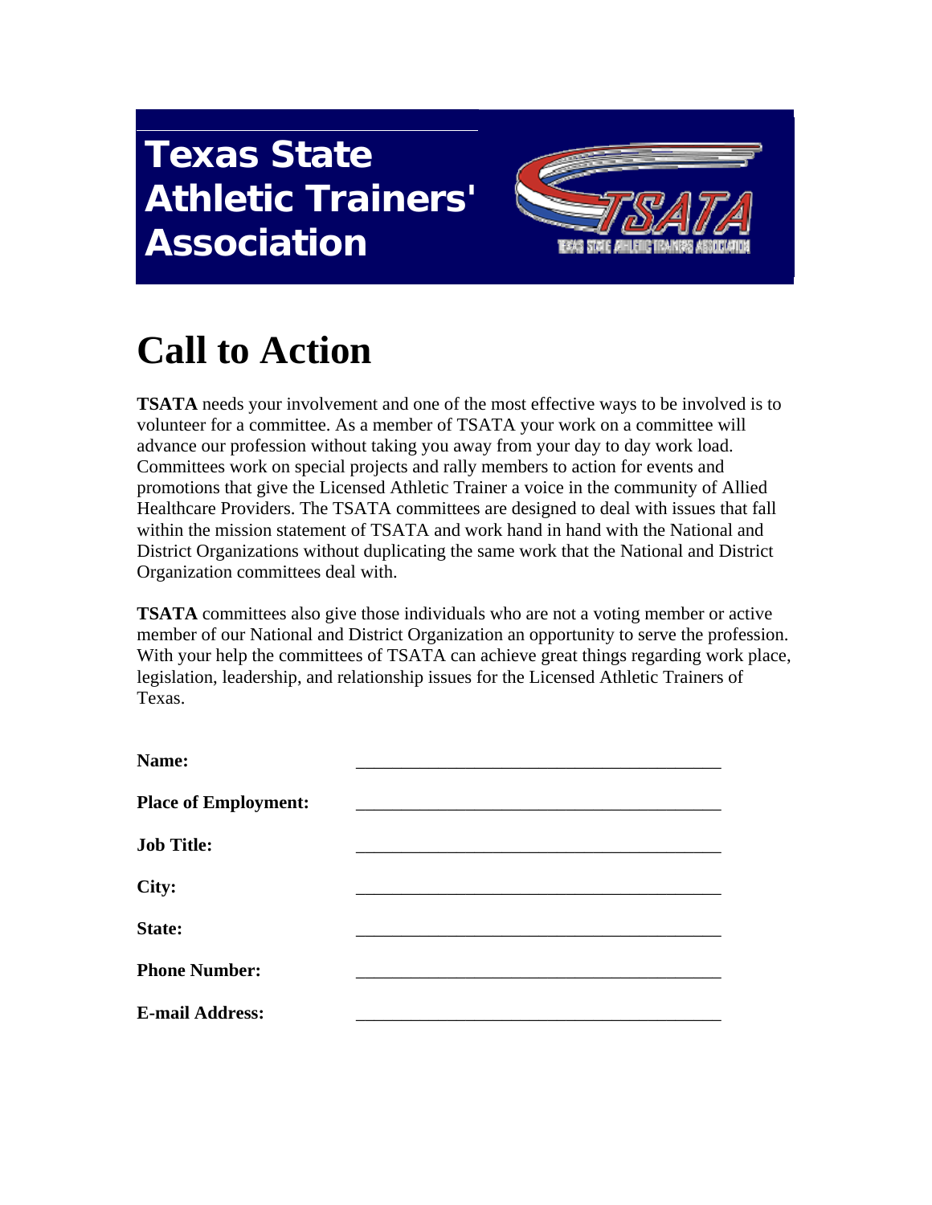# Texas State Athletic Trainers' Association

# Call to Action

**TSATA** needs your involvement and one of the most effective ways to be involved is to volunteer for a committee. As a member of TSATA your work on a committee will advance our profession without taking you away from your day to day work load. Committees work on special projects and rally members to action for events and promotions that give the Licensed Athletic Trainer a voice in the community of Allied Healthcare Providers. The TSATA committees are designed to deal with issues that fall within the mission statement of TSATA and work hand in hand with the National and District Organizations without duplicating the same work that the National and District Organization committees deal with.

**TSATA** committees also give those individuals who are not a voting member or active member of our National and District Organization an opportunity to serve the profession. With your help the committees of TSATA can achieve great things regarding work place, legislation, leadership, and relationship issues for the Licensed Athletic Trainers of Texas.

**Name:** ________________________________________

**Place of Employment:** ________________________________________

**Job Title:** ________________________________________

**City:** ________________________________________

**State:** ________________________________________

**Phone Number:** ________________________________________

**E-mail Address:** ________________________________________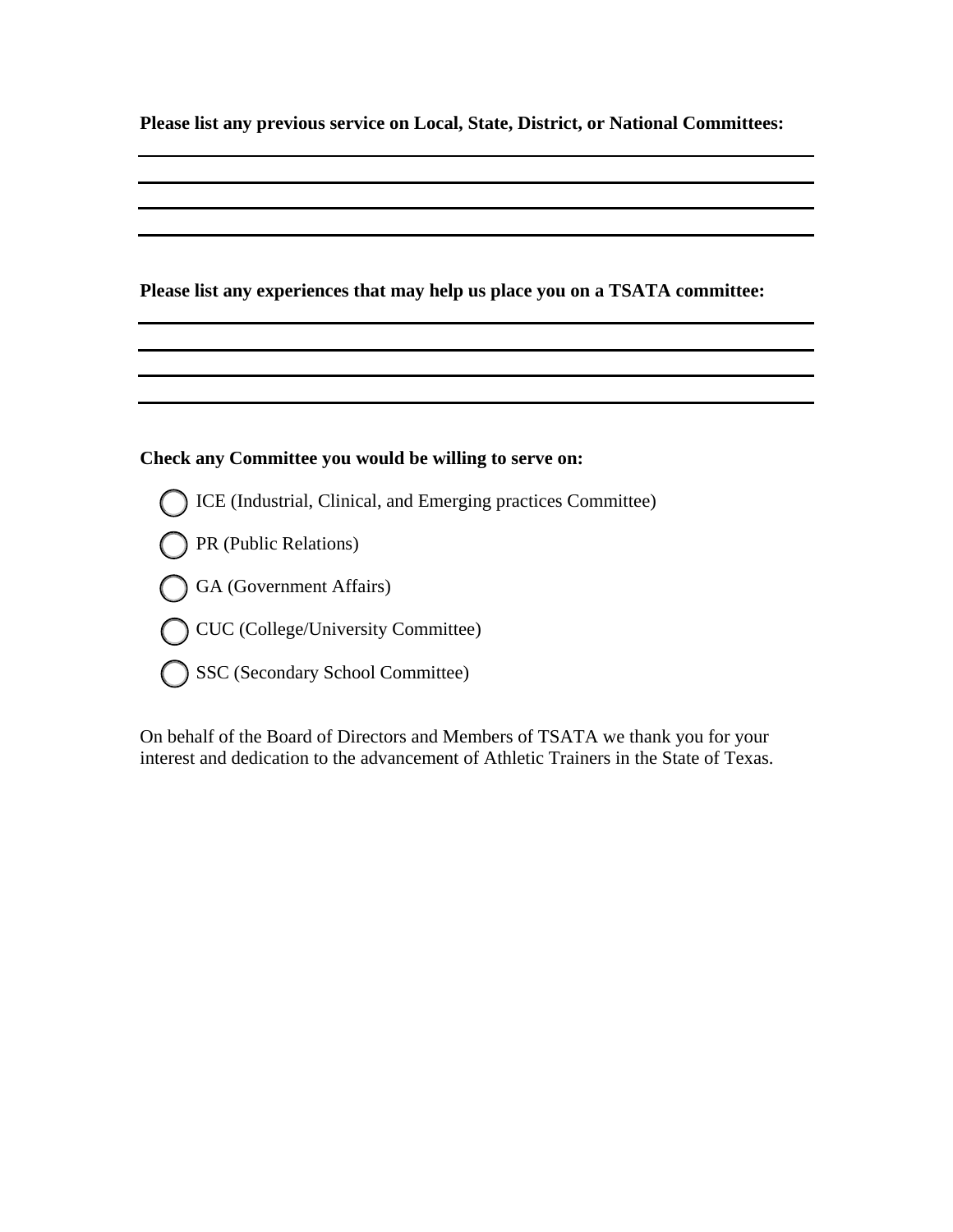**Please list any previous service on Local, State, District, or National Committees:**

\_\_\_\_\_\_\_\_\_\_\_\_\_\_\_\_\_\_\_\_\_\_\_\_\_\_\_\_\_\_\_\_\_\_\_\_\_\_\_\_\_\_\_\_\_\_\_\_\_\_\_\_\_\_\_\_\_\_\_\_

\_\_\_\_\_\_\_\_\_\_\_\_\_\_\_\_\_\_\_\_\_\_\_\_\_\_\_\_\_\_\_\_\_\_\_\_\_\_\_\_\_\_\_\_\_\_\_\_\_\_\_\_\_\_\_\_\_\_\_\_

\_\_\_\_\_\_\_\_\_\_\_\_\_\_\_\_\_\_\_\_\_\_\_\_\_\_\_\_\_\_\_\_\_\_\_\_\_\_\_\_\_\_\_\_\_\_\_\_\_\_\_\_\_\_\_\_\_\_\_\_

\_\_\_\_\_\_\_\_\_\_\_\_\_\_\_\_\_\_\_\_\_\_\_\_\_\_\_\_\_\_\_\_\_\_\_\_\_\_\_\_\_\_\_\_\_\_\_\_\_\_\_\_\_\_\_\_\_\_\_\_

**Please list any experiences that may help us place you on a TSATA committee:**

\_\_\_\_\_\_\_\_\_\_\_\_\_\_\_\_\_\_\_\_\_\_\_\_\_\_\_\_\_\_\_\_\_\_\_\_\_\_\_\_\_\_\_\_\_\_\_\_\_\_\_\_\_\_\_\_\_\_\_\_

\_\_\_\_\_\_\_\_\_\_\_\_\_\_\_\_\_\_\_\_\_\_\_\_\_\_\_\_\_\_\_\_\_\_\_\_\_\_\_\_\_\_\_\_\_\_\_\_\_\_\_\_\_\_\_\_\_\_\_\_

\_\_\_\_\_\_\_\_\_\_\_\_\_\_\_\_\_\_\_\_\_\_\_\_\_\_\_\_\_\_\_\_\_\_\_\_\_\_\_\_\_\_\_\_\_\_\_\_\_\_\_\_\_\_\_\_\_\_\_\_

\_\_\_\_\_\_\_\_\_\_\_\_\_\_\_\_\_\_\_\_\_\_\_\_\_\_\_\_\_\_\_\_\_\_\_\_\_\_\_\_\_\_\_\_\_\_\_\_\_\_\_\_\_\_\_\_\_\_\_\_

**Check any Committee you would be willing to serve on:**

- ◯ ICE (Industrial, Clinical, and Emerging practices Committee)
- ◯ PR (Public Relations)
- ◯ GA (Government Affairs)
- ◯ CUC (College/University Committee)
- ◯ SSC (Secondary School Committee)

On behalf of the Board of Directors and Members of TSATA we thank you for your interest and dedication to the advancement of Athletic Trainers in the State of Texas.